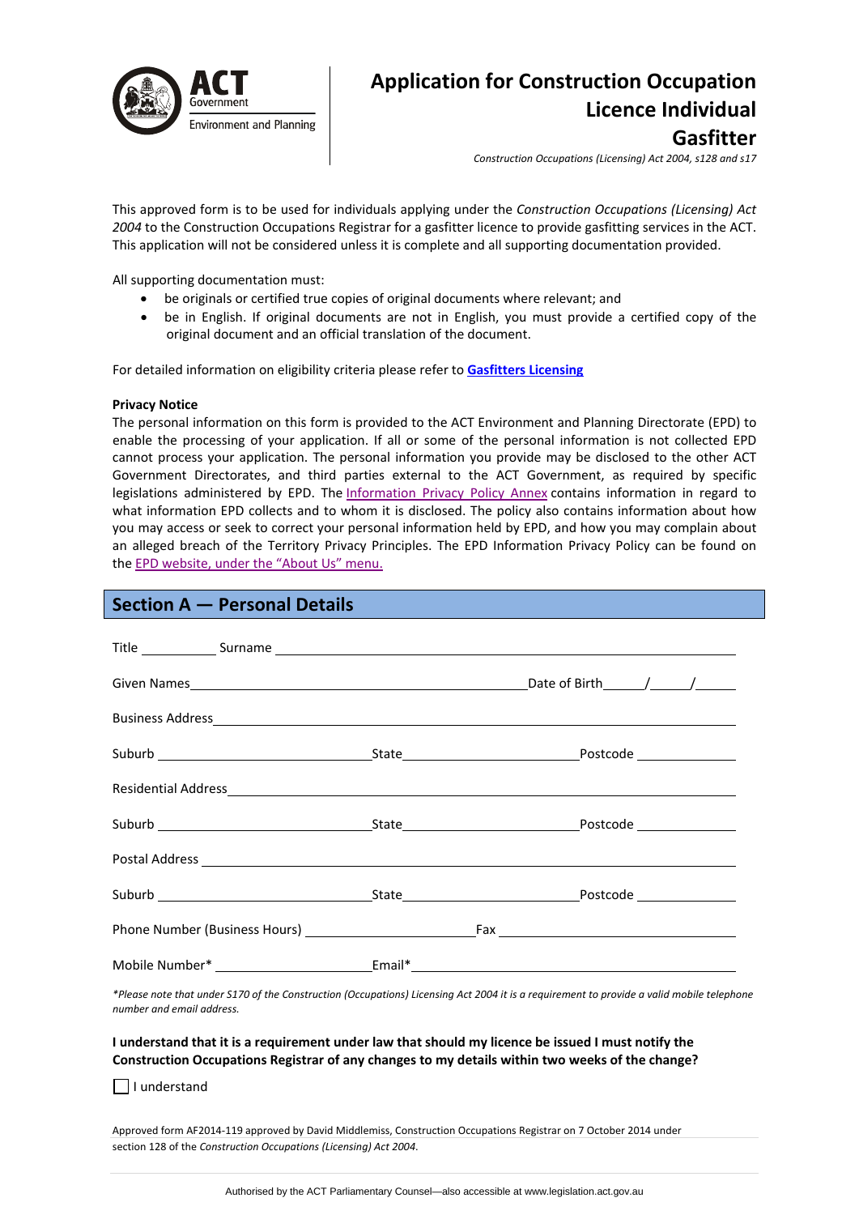ACT Government
Environment and Planning

# Application for Construction Occupation Licence Individual Gasfitter

*Construction Occupations (Licensing) Act 2004, s128 and s17*

This approved form is to be used for individuals applying under the *Construction Occupations (Licensing) Act 2004* to the Construction Occupations Registrar for a gasfitter licence to provide gasfitting services in the ACT. This application will not be considered unless it is complete and all supporting documentation provided.

All supporting documentation must:

- be originals or certified true copies of original documents where relevant; and
- be in English. If original documents are not in English, you must provide a certified copy of the original document and an official translation of the document.

For detailed information on eligibility criteria please refer to **Gasfitters Licensing**

**Privacy Notice**

The personal information on this form is provided to the ACT Environment and Planning Directorate (EPD) to enable the processing of your application. If all or some of the personal information is not collected EPD cannot process your application. The personal information you provide may be disclosed to the other ACT Government Directorates, and third parties external to the ACT Government, as required by specific legislations administered by EPD. The Information Privacy Policy Annex contains information in regard to what information EPD collects and to whom it is disclosed. The policy also contains information about how you may access or seek to correct your personal information held by EPD, and how you may complain about an alleged breach of the Territory Privacy Principles. The EPD Information Privacy Policy can be found on the EPD website, under the "About Us" menu.

## Section A — Personal Details

Title __________ Surname ______________________________________________

Given Names ______________________________________ Date of Birth ____/____/____

Business Address ______________________________________________________

Suburb ____________________ State ____________________ Postcode __________

Residential Address ____________________________________________________

Suburb ____________________ State ____________________ Postcode __________

Postal Address _________________________________________________________

Suburb ____________________ State ____________________ Postcode __________

Phone Number (Business Hours) ____________________ Fax ____________________

Mobile Number* ____________________ Email* ______________________________

*\*Please note that under S170 of the Construction (Occupations) Licensing Act 2004 it is a requirement to provide a valid mobile telephone number and email address.*

**I understand that it is a requirement under law that should my licence be issued I must notify the Construction Occupations Registrar of any changes to my details within two weeks of the change?**

☐ I understand

Approved form AF2014-119 approved by David Middlemiss, Construction Occupations Registrar on 7 October 2014 under section 128 of the *Construction Occupations (Licensing) Act 2004*.

Authorised by the ACT Parliamentary Counsel—also accessible at www.legislation.act.gov.au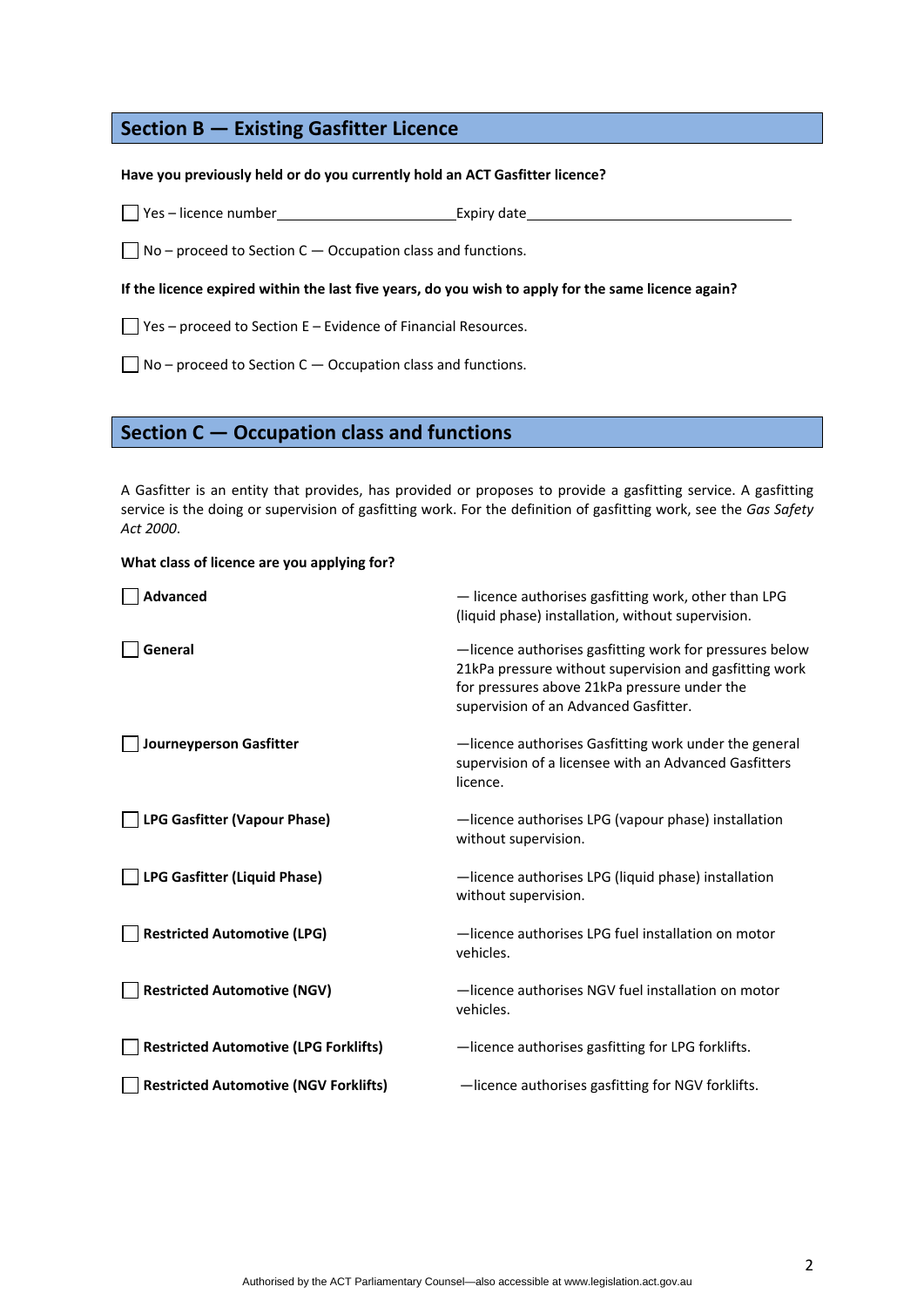## Section B — Existing Gasfitter Licence

**Have you previously held or do you currently hold an ACT Gasfitter licence?**

☐ Yes – licence number\_\_\_\_\_\_\_\_\_\_\_\_\_\_\_\_\_\_\_\_\_\_\_\_ Expiry date\_\_\_\_\_\_\_\_\_\_\_\_\_\_\_\_\_\_\_\_\_\_\_\_\_\_\_\_\_\_\_\_

☐ No – proceed to Section C — Occupation class and functions.

**If the licence expired within the last five years, do you wish to apply for the same licence again?**

☐ Yes – proceed to Section E – Evidence of Financial Resources.

☐ No – proceed to Section C — Occupation class and functions.

## Section C — Occupation class and functions

A Gasfitter is an entity that provides, has provided or proposes to provide a gasfitting service. A gasfitting service is the doing or supervision of gasfitting work. For the definition of gasfitting work, see the *Gas Safety Act 2000*.

**What class of licence are you applying for?**

| | |
|---|---|
| ☐ **Advanced** | — licence authorises gasfitting work, other than LPG (liquid phase) installation, without supervision. |
| ☐ **General** | —licence authorises gasfitting work for pressures below 21kPa pressure without supervision and gasfitting work for pressures above 21kPa pressure under the supervision of an Advanced Gasfitter. |
| ☐ **Journeyperson Gasfitter** | —licence authorises Gasfitting work under the general supervision of a licensee with an Advanced Gasfitters licence. |
| ☐ **LPG Gasfitter (Vapour Phase)** | —licence authorises LPG (vapour phase) installation without supervision. |
| ☐ **LPG Gasfitter (Liquid Phase)** | —licence authorises LPG (liquid phase) installation without supervision. |
| ☐ **Restricted Automotive (LPG)** | —licence authorises LPG fuel installation on motor vehicles. |
| ☐ **Restricted Automotive (NGV)** | —licence authorises NGV fuel installation on motor vehicles. |
| ☐ **Restricted Automotive (LPG Forklifts)** | —licence authorises gasfitting for LPG forklifts. |
| ☐ **Restricted Automotive (NGV Forklifts)** | —licence authorises gasfitting for NGV forklifts. |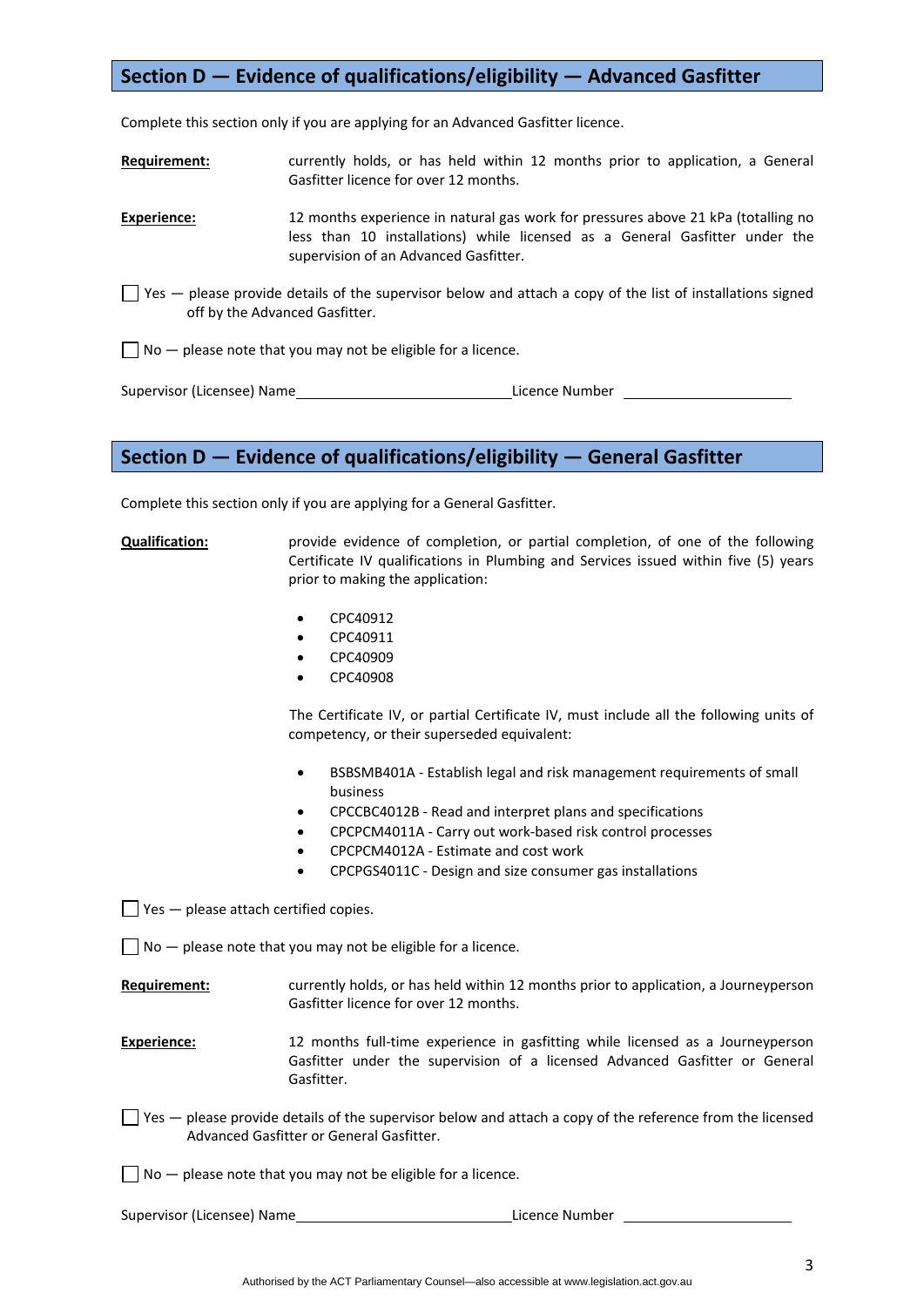## Section D — Evidence of qualifications/eligibility — Advanced Gasfitter

Complete this section only if you are applying for an Advanced Gasfitter licence.

**Requirement:** currently holds, or has held within 12 months prior to application, a General Gasfitter licence for over 12 months.

**Experience:** 12 months experience in natural gas work for pressures above 21 kPa (totalling no less than 10 installations) while licensed as a General Gasfitter under the supervision of an Advanced Gasfitter.

☐ Yes — please provide details of the supervisor below and attach a copy of the list of installations signed off by the Advanced Gasfitter.

☐ No — please note that you may not be eligible for a licence.

Supervisor (Licensee) Name ____________________ Licence Number ____________________

## Section D — Evidence of qualifications/eligibility — General Gasfitter

Complete this section only if you are applying for a General Gasfitter.

**Qualification:** provide evidence of completion, or partial completion, of one of the following Certificate IV qualifications in Plumbing and Services issued within five (5) years prior to making the application:

- CPC40912
- CPC40911
- CPC40909
- CPC40908

The Certificate IV, or partial Certificate IV, must include all the following units of competency, or their superseded equivalent:

- BSBSMB401A - Establish legal and risk management requirements of small business
- CPCCBC4012B - Read and interpret plans and specifications
- CPCPCM4011A - Carry out work-based risk control processes
- CPCPCM4012A - Estimate and cost work
- CPCPGS4011C - Design and size consumer gas installations

☐ Yes — please attach certified copies.

☐ No — please note that you may not be eligible for a licence.

**Requirement:** currently holds, or has held within 12 months prior to application, a Journeyperson Gasfitter licence for over 12 months.

**Experience:** 12 months full-time experience in gasfitting while licensed as a Journeyperson Gasfitter under the supervision of a licensed Advanced Gasfitter or General Gasfitter.

☐ Yes — please provide details of the supervisor below and attach a copy of the reference from the licensed Advanced Gasfitter or General Gasfitter.

☐ No — please note that you may not be eligible for a licence.

Supervisor (Licensee) Name ____________________ Licence Number ____________________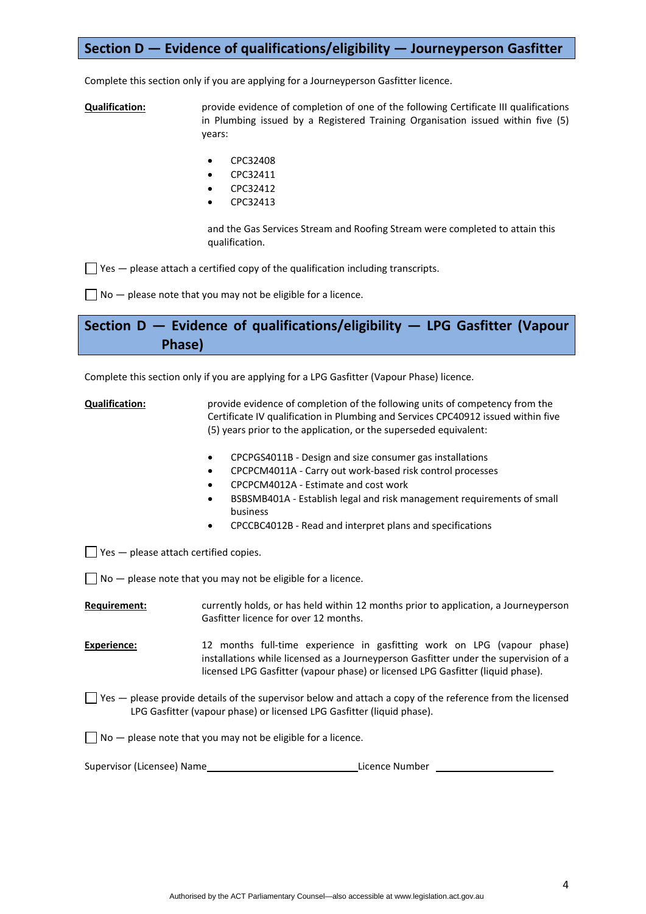## Section D — Evidence of qualifications/eligibility — Journeyperson Gasfitter

Complete this section only if you are applying for a Journeyperson Gasfitter licence.

**Qualification:** provide evidence of completion of one of the following Certificate III qualifications in Plumbing issued by a Registered Training Organisation issued within five (5) years:

- CPC32408
- CPC32411
- CPC32412
- CPC32413

and the Gas Services Stream and Roofing Stream were completed to attain this qualification.

☐ Yes — please attach a certified copy of the qualification including transcripts.

☐ No — please note that you may not be eligible for a licence.

## Section D — Evidence of qualifications/eligibility — LPG Gasfitter (Vapour Phase)

Complete this section only if you are applying for a LPG Gasfitter (Vapour Phase) licence.

**Qualification:** provide evidence of completion of the following units of competency from the Certificate IV qualification in Plumbing and Services CPC40912 issued within five (5) years prior to the application, or the superseded equivalent:

- CPCPGS4011B - Design and size consumer gas installations
- CPCPCM4011A - Carry out work-based risk control processes
- CPCPCM4012A - Estimate and cost work
- BSBSMB401A - Establish legal and risk management requirements of small business
- CPCCBC4012B - Read and interpret plans and specifications

☐ Yes — please attach certified copies.

☐ No — please note that you may not be eligible for a licence.

**Requirement:** currently holds, or has held within 12 months prior to application, a Journeyperson Gasfitter licence for over 12 months.

**Experience:** 12 months full-time experience in gasfitting work on LPG (vapour phase) installations while licensed as a Journeyperson Gasfitter under the supervision of a licensed LPG Gasfitter (vapour phase) or licensed LPG Gasfitter (liquid phase).

☐ Yes — please provide details of the supervisor below and attach a copy of the reference from the licensed LPG Gasfitter (vapour phase) or licensed LPG Gasfitter (liquid phase).

☐ No — please note that you may not be eligible for a licence.

Supervisor (Licensee) Name ______________________________ Licence Number ______________________

Authorised by the ACT Parliamentary Counsel—also accessible at www.legislation.act.gov.au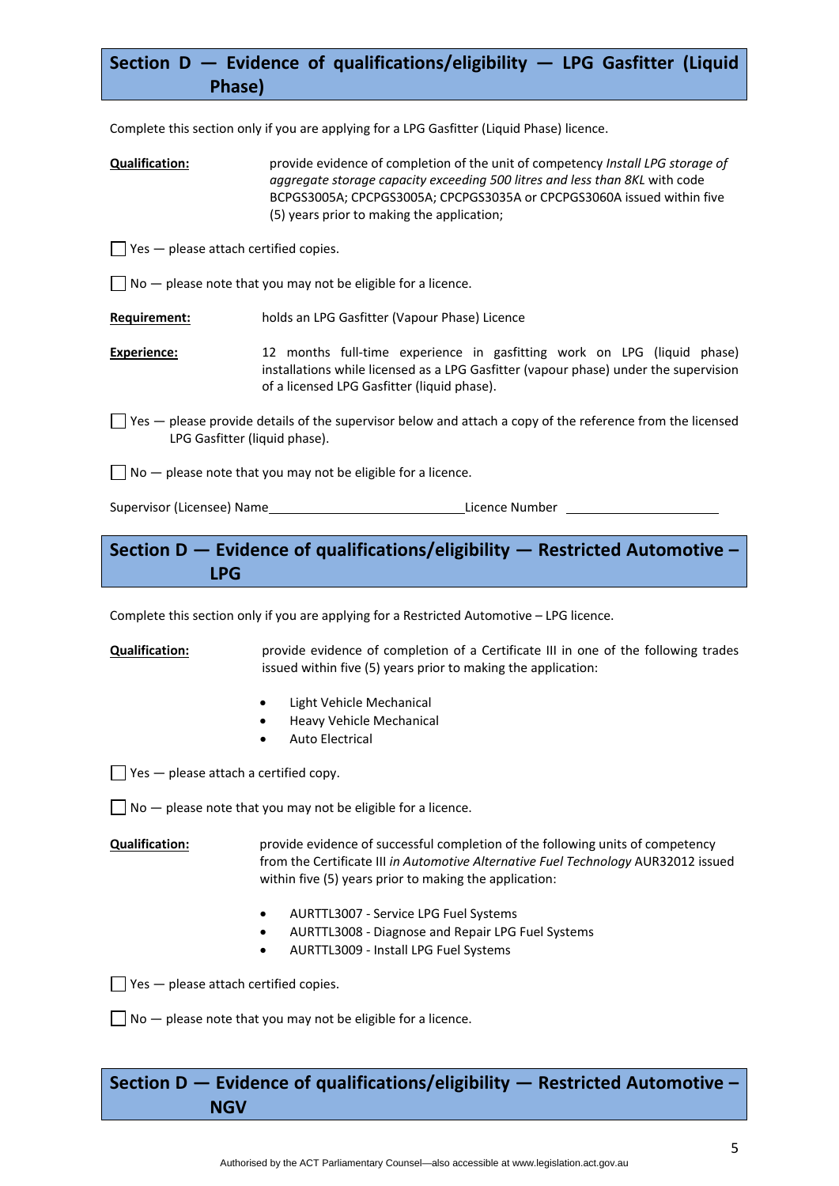## Section D — Evidence of qualifications/eligibility — LPG Gasfitter (Liquid Phase)

Complete this section only if you are applying for a LPG Gasfitter (Liquid Phase) licence.

**Qualification:** provide evidence of completion of the unit of competency *Install LPG storage of aggregate storage capacity exceeding 500 litres and less than 8KL* with code BCPGS3005A; CPCPGS3005A; CPCPGS3035A or CPCPGS3060A issued within five (5) years prior to making the application;

☐ Yes — please attach certified copies.

☐ No — please note that you may not be eligible for a licence.

**Requirement:** holds an LPG Gasfitter (Vapour Phase) Licence

**Experience:** 12 months full-time experience in gasfitting work on LPG (liquid phase) installations while licensed as a LPG Gasfitter (vapour phase) under the supervision of a licensed LPG Gasfitter (liquid phase).

☐ Yes — please provide details of the supervisor below and attach a copy of the reference from the licensed LPG Gasfitter (liquid phase).

☐ No — please note that you may not be eligible for a licence.

Supervisor (Licensee) Name\_\_\_\_\_\_\_\_\_\_\_\_\_\_\_\_\_\_\_\_\_\_\_\_\_\_\_\_\_\_Licence Number \_\_\_\_\_\_\_\_\_\_\_\_\_\_\_\_\_\_\_\_\_\_

## Section D — Evidence of qualifications/eligibility — Restricted Automotive – LPG

Complete this section only if you are applying for a Restricted Automotive – LPG licence.

**Qualification:** provide evidence of completion of a Certificate III in one of the following trades issued within five (5) years prior to making the application:

- Light Vehicle Mechanical
- Heavy Vehicle Mechanical
- Auto Electrical

☐ Yes — please attach a certified copy.

☐ No — please note that you may not be eligible for a licence.

**Qualification:** provide evidence of successful completion of the following units of competency from the Certificate III *in Automotive Alternative Fuel Technology* AUR32012 issued within five (5) years prior to making the application:

- AURTTL3007 - Service LPG Fuel Systems
- AURTTL3008 - Diagnose and Repair LPG Fuel Systems
- AURTTL3009 - Install LPG Fuel Systems

☐ Yes — please attach certified copies.

☐ No — please note that you may not be eligible for a licence.

## Section D — Evidence of qualifications/eligibility — Restricted Automotive – NGV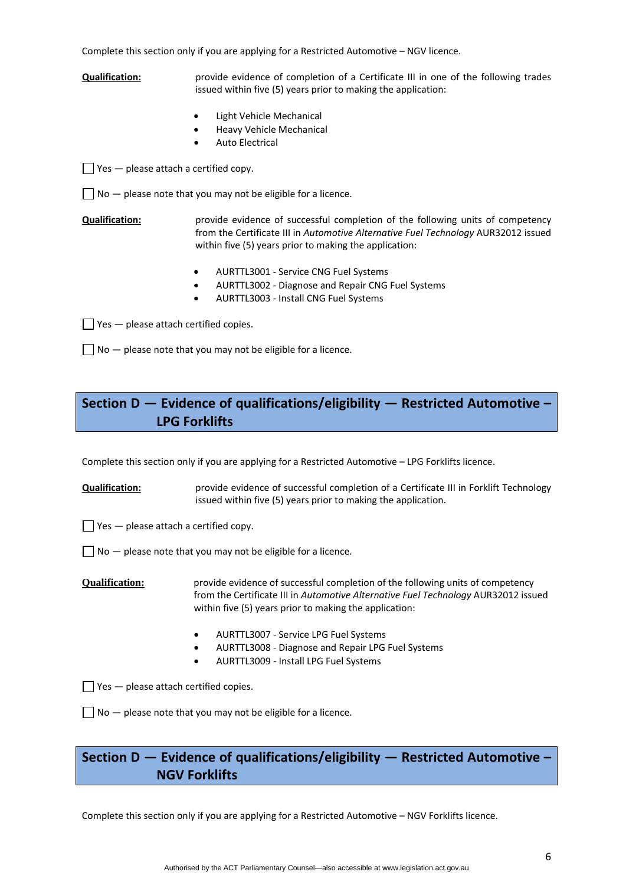Complete this section only if you are applying for a Restricted Automotive – NGV licence.

**Qualification:** provide evidence of completion of a Certificate III in one of the following trades issued within five (5) years prior to making the application:

- Light Vehicle Mechanical
- Heavy Vehicle Mechanical
- Auto Electrical

☐ Yes — please attach a certified copy.

☐ No — please note that you may not be eligible for a licence.

**Qualification:** provide evidence of successful completion of the following units of competency from the Certificate III in *Automotive Alternative Fuel Technology* AUR32012 issued within five (5) years prior to making the application:

- AURTTL3001 - Service CNG Fuel Systems
- AURTTL3002 - Diagnose and Repair CNG Fuel Systems
- AURTTL3003 - Install CNG Fuel Systems

☐ Yes — please attach certified copies.

☐ No — please note that you may not be eligible for a licence.

## Section D — Evidence of qualifications/eligibility — Restricted Automotive – LPG Forklifts

Complete this section only if you are applying for a Restricted Automotive – LPG Forklifts licence.

**Qualification:** provide evidence of successful completion of a Certificate III in Forklift Technology issued within five (5) years prior to making the application.

☐ Yes — please attach a certified copy.

☐ No — please note that you may not be eligible for a licence.

**Qualification:** provide evidence of successful completion of the following units of competency from the Certificate III in *Automotive Alternative Fuel Technology* AUR32012 issued within five (5) years prior to making the application:

- AURTTL3007 - Service LPG Fuel Systems
- AURTTL3008 - Diagnose and Repair LPG Fuel Systems
- AURTTL3009 - Install LPG Fuel Systems

☐ Yes — please attach certified copies.

☐ No — please note that you may not be eligible for a licence.

## Section D — Evidence of qualifications/eligibility — Restricted Automotive – NGV Forklifts

Complete this section only if you are applying for a Restricted Automotive – NGV Forklifts licence.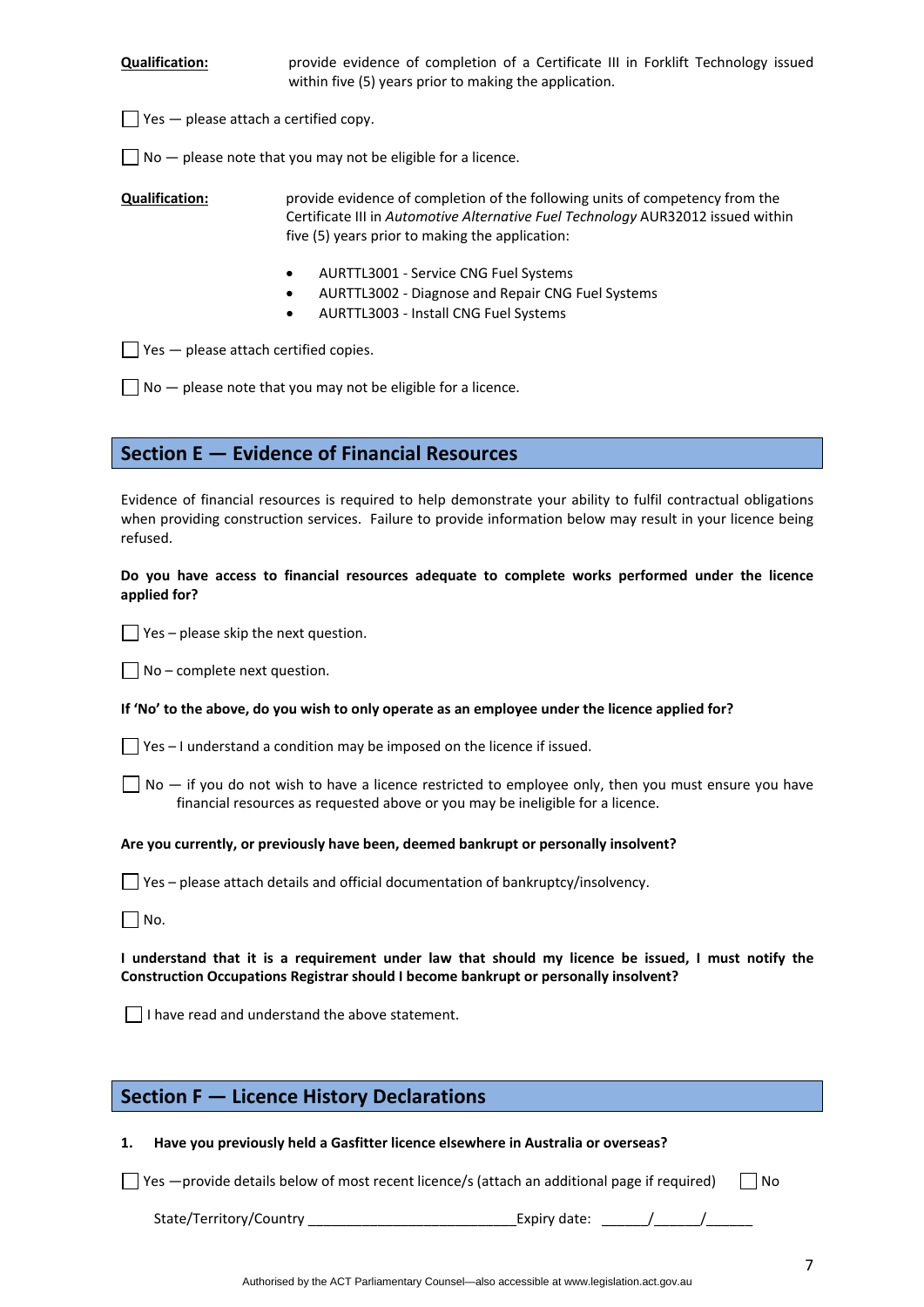**Qualification:** provide evidence of completion of a Certificate III in Forklift Technology issued within five (5) years prior to making the application.

☐ Yes — please attach a certified copy.

☐ No — please note that you may not be eligible for a licence.

**Qualification:** provide evidence of completion of the following units of competency from the Certificate III in *Automotive Alternative Fuel Technology* AUR32012 issued within five (5) years prior to making the application:

- AURTTL3001 - Service CNG Fuel Systems
- AURTTL3002 - Diagnose and Repair CNG Fuel Systems
- AURTTL3003 - Install CNG Fuel Systems

☐ Yes — please attach certified copies.

☐ No — please note that you may not be eligible for a licence.

## Section E — Evidence of Financial Resources

Evidence of financial resources is required to help demonstrate your ability to fulfil contractual obligations when providing construction services. Failure to provide information below may result in your licence being refused.

**Do you have access to financial resources adequate to complete works performed under the licence applied for?**

☐ Yes – please skip the next question.

☐ No – complete next question.

**If 'No' to the above, do you wish to only operate as an employee under the licence applied for?**

☐ Yes – I understand a condition may be imposed on the licence if issued.

☐ No — if you do not wish to have a licence restricted to employee only, then you must ensure you have financial resources as requested above or you may be ineligible for a licence.

**Are you currently, or previously have been, deemed bankrupt or personally insolvent?**

☐ Yes – please attach details and official documentation of bankruptcy/insolvency.

☐ No.

**I understand that it is a requirement under law that should my licence be issued, I must notify the Construction Occupations Registrar should I become bankrupt or personally insolvent?**

☐ I have read and understand the above statement.

## Section F — Licence History Declarations

**1. Have you previously held a Gasfitter licence elsewhere in Australia or overseas?**

☐ Yes —provide details below of most recent licence/s (attach an additional page if required) ☐ No

State/Territory/Country ___________________________ Expiry date: ______/______/______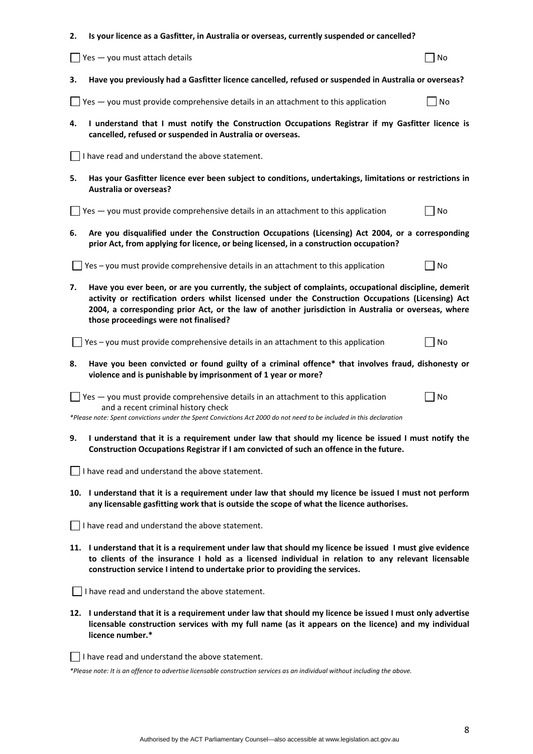**2. Is your licence as a Gasfitter, in Australia or overseas, currently suspended or cancelled?**

☐ Yes — you must attach details ☐ No

**3. Have you previously had a Gasfitter licence cancelled, refused or suspended in Australia or overseas?**

☐ Yes — you must provide comprehensive details in an attachment to this application ☐ No

**4. I understand that I must notify the Construction Occupations Registrar if my Gasfitter licence is cancelled, refused or suspended in Australia or overseas.**

☐ I have read and understand the above statement.

**5. Has your Gasfitter licence ever been subject to conditions, undertakings, limitations or restrictions in Australia or overseas?**

☐ Yes — you must provide comprehensive details in an attachment to this application ☐ No

**6. Are you disqualified under the Construction Occupations (Licensing) Act 2004, or a corresponding prior Act, from applying for licence, or being licensed, in a construction occupation?**

☐ Yes – you must provide comprehensive details in an attachment to this application ☐ No

**7. Have you ever been, or are you currently, the subject of complaints, occupational discipline, demerit activity or rectification orders whilst licensed under the Construction Occupations (Licensing) Act 2004, a corresponding prior Act, or the law of another jurisdiction in Australia or overseas, where those proceedings were not finalised?**

☐ Yes – you must provide comprehensive details in an attachment to this application ☐ No

**8. Have you been convicted or found guilty of a criminal offence* that involves fraud, dishonesty or violence and is punishable by imprisonment of 1 year or more?**

☐ Yes — you must provide comprehensive details in an attachment to this application and a recent criminal history check ☐ No

*\*Please note: Spent convictions under the Spent Convictions Act 2000 do not need to be included in this declaration*

**9. I understand that it is a requirement under law that should my licence be issued I must notify the Construction Occupations Registrar if I am convicted of such an offence in the future.**

☐ I have read and understand the above statement.

**10. I understand that it is a requirement under law that should my licence be issued I must not perform any licensable gasfitting work that is outside the scope of what the licence authorises.**

☐ I have read and understand the above statement.

**11. I understand that it is a requirement under law that should my licence be issued I must give evidence to clients of the insurance I hold as a licensed individual in relation to any relevant licensable construction service I intend to undertake prior to providing the services.**

☐ I have read and understand the above statement.

**12. I understand that it is a requirement under law that should my licence be issued I must only advertise licensable construction services with my full name (as it appears on the licence) and my individual licence number.***

☐ I have read and understand the above statement.

*\*Please note: It is an offence to advertise licensable construction services as an individual without including the above.*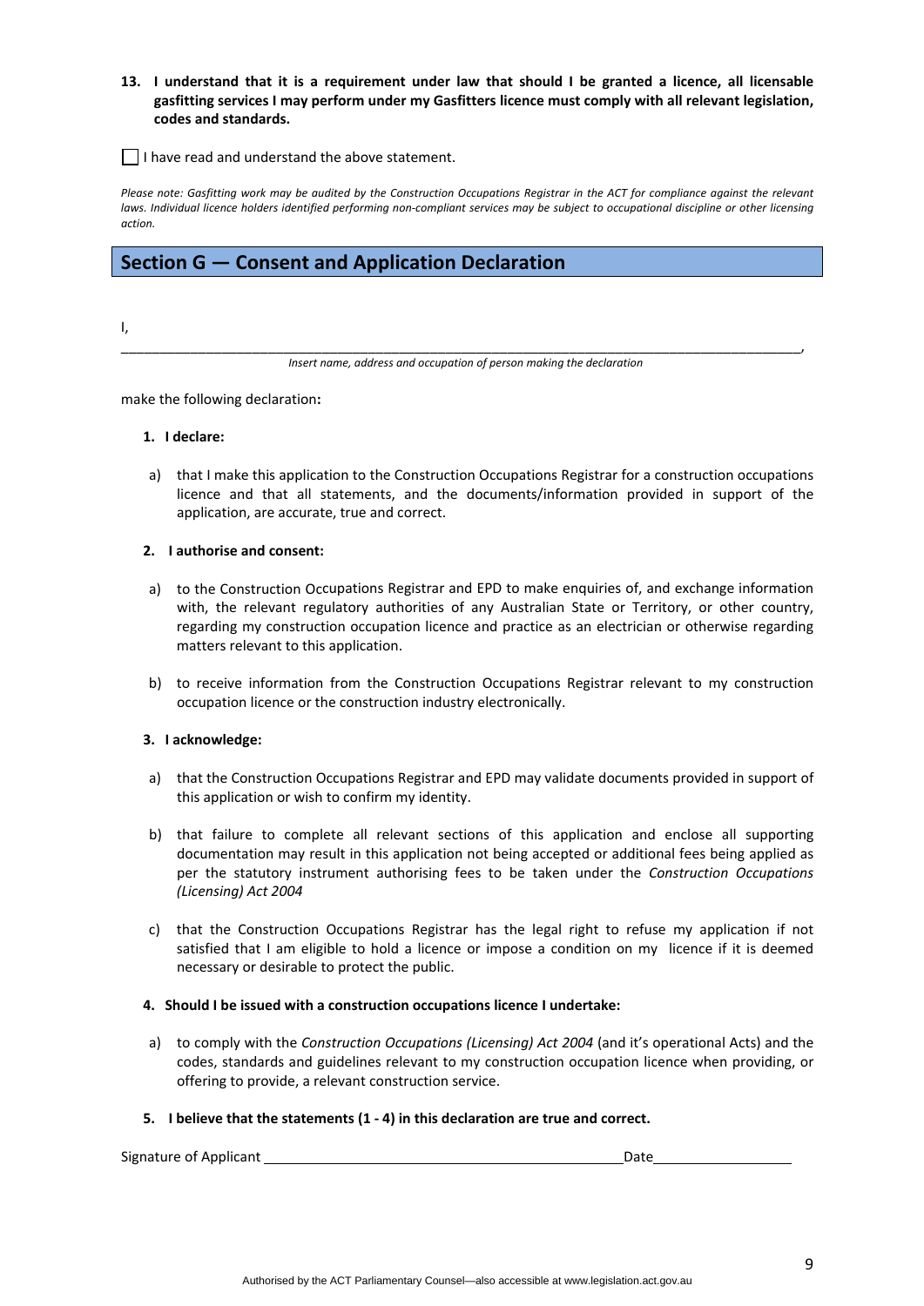**13. I understand that it is a requirement under law that should I be granted a licence, all licensable gasfitting services I may perform under my Gasfitters licence must comply with all relevant legislation, codes and standards.**

☐ I have read and understand the above statement.

*Please note: Gasfitting work may be audited by the Construction Occupations Registrar in the ACT for compliance against the relevant laws. Individual licence holders identified performing non-compliant services may be subject to occupational discipline or other licensing action.*

## Section G — Consent and Application Declaration

I, ______________________________________________________________________________,

*Insert name, address and occupation of person making the declaration*

make the following declaration**:**

**1. I declare:**

a) that I make this application to the Construction Occupations Registrar for a construction occupations licence and that all statements, and the documents/information provided in support of the application, are accurate, true and correct.

**2. I authorise and consent:**

a) to the Construction Occupations Registrar and EPD to make enquiries of, and exchange information with, the relevant regulatory authorities of any Australian State or Territory, or other country, regarding my construction occupation licence and practice as an electrician or otherwise regarding matters relevant to this application.

b) to receive information from the Construction Occupations Registrar relevant to my construction occupation licence or the construction industry electronically.

**3. I acknowledge:**

a) that the Construction Occupations Registrar and EPD may validate documents provided in support of this application or wish to confirm my identity.

b) that failure to complete all relevant sections of this application and enclose all supporting documentation may result in this application not being accepted or additional fees being applied as per the statutory instrument authorising fees to be taken under the *Construction Occupations (Licensing) Act 2004*

c) that the Construction Occupations Registrar has the legal right to refuse my application if not satisfied that I am eligible to hold a licence or impose a condition on my licence if it is deemed necessary or desirable to protect the public.

**4. Should I be issued with a construction occupations licence I undertake:**

a) to comply with the *Construction Occupations (Licensing) Act 2004* (and it's operational Acts) and the codes, standards and guidelines relevant to my construction occupation licence when providing, or offering to provide, a relevant construction service.

**5. I believe that the statements (1 - 4) in this declaration are true and correct.**

Signature of Applicant ______________________________________________ Date ____________________

Authorised by the ACT Parliamentary Counsel—also accessible at www.legislation.act.gov.au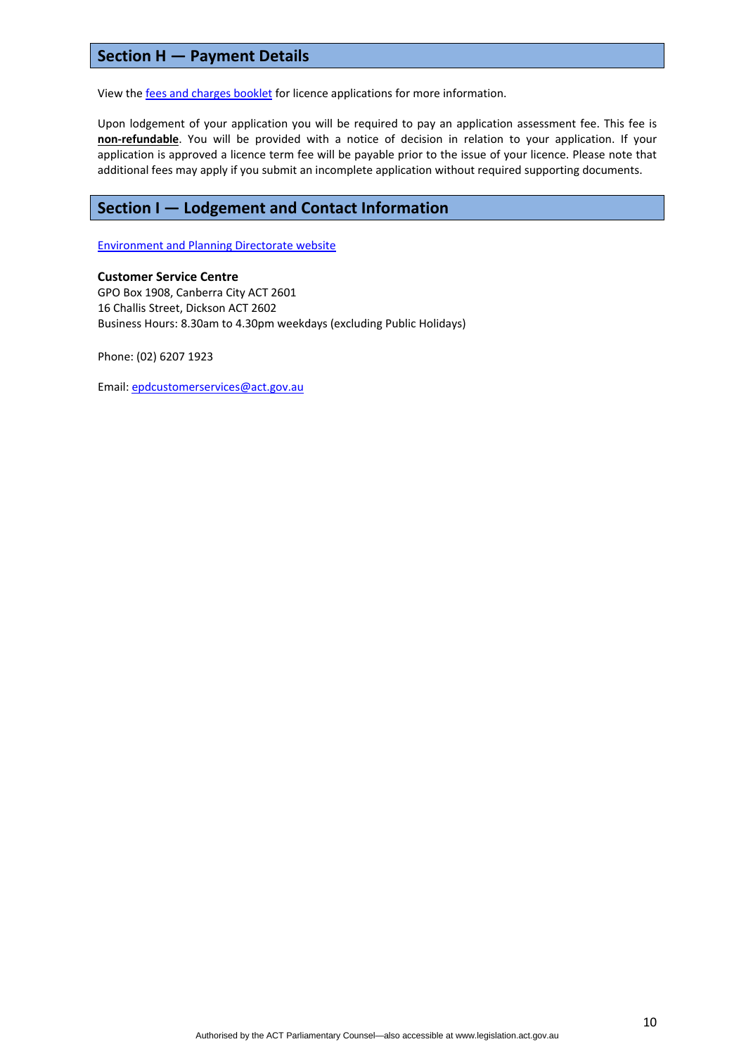## Section H — Payment Details

View the fees and charges booklet for licence applications for more information.

Upon lodgement of your application you will be required to pay an application assessment fee. This fee is **non-refundable**. You will be provided with a notice of decision in relation to your application. If your application is approved a licence term fee will be payable prior to the issue of your licence. Please note that additional fees may apply if you submit an incomplete application without required supporting documents.

## Section I — Lodgement and Contact Information

Environment and Planning Directorate website

**Customer Service Centre**
GPO Box 1908, Canberra City ACT 2601
16 Challis Street, Dickson ACT 2602
Business Hours: 8.30am to 4.30pm weekdays (excluding Public Holidays)

Phone: (02) 6207 1923

Email: epdcustomerservices@act.gov.au